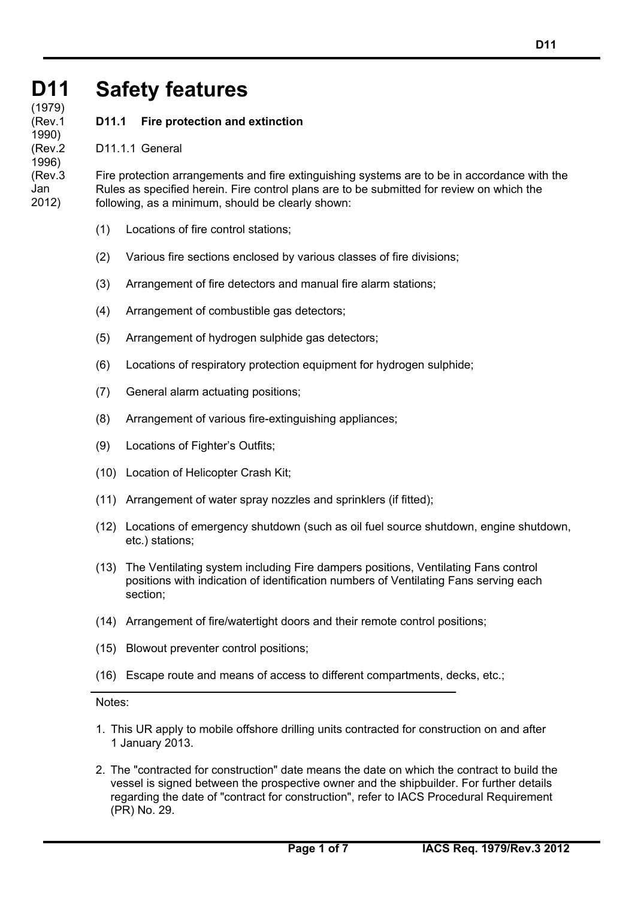# D11 Safety features

(1979)
(Rev.1 1990)
(Rev.2 1996)
(Rev.3 Jan 2012)

## D11.1 Fire protection and extinction

D11.1.1 General

Fire protection arrangements and fire extinguishing systems are to be in accordance with the Rules as specified herein. Fire control plans are to be submitted for review on which the following, as a minimum, should be clearly shown:

(1) Locations of fire control stations;

(2) Various fire sections enclosed by various classes of fire divisions;

(3) Arrangement of fire detectors and manual fire alarm stations;

(4) Arrangement of combustible gas detectors;

(5) Arrangement of hydrogen sulphide gas detectors;

(6) Locations of respiratory protection equipment for hydrogen sulphide;

(7) General alarm actuating positions;

(8) Arrangement of various fire-extinguishing appliances;

(9) Locations of Fighter's Outfits;

(10) Location of Helicopter Crash Kit;

(11) Arrangement of water spray nozzles and sprinklers (if fitted);

(12) Locations of emergency shutdown (such as oil fuel source shutdown, engine shutdown, etc.) stations;

(13) The Ventilating system including Fire dampers positions, Ventilating Fans control positions with indication of identification numbers of Ventilating Fans serving each section;

(14) Arrangement of fire/watertight doors and their remote control positions;

(15) Blowout preventer control positions;

(16) Escape route and means of access to different compartments, decks, etc.;

---

Notes:

1. This UR apply to mobile offshore drilling units contracted for construction on and after 1 January 2013.

2. The "contracted for construction" date means the date on which the contract to build the vessel is signed between the prospective owner and the shipbuilder. For further details regarding the date of "contract for construction", refer to IACS Procedural Requirement (PR) No. 29.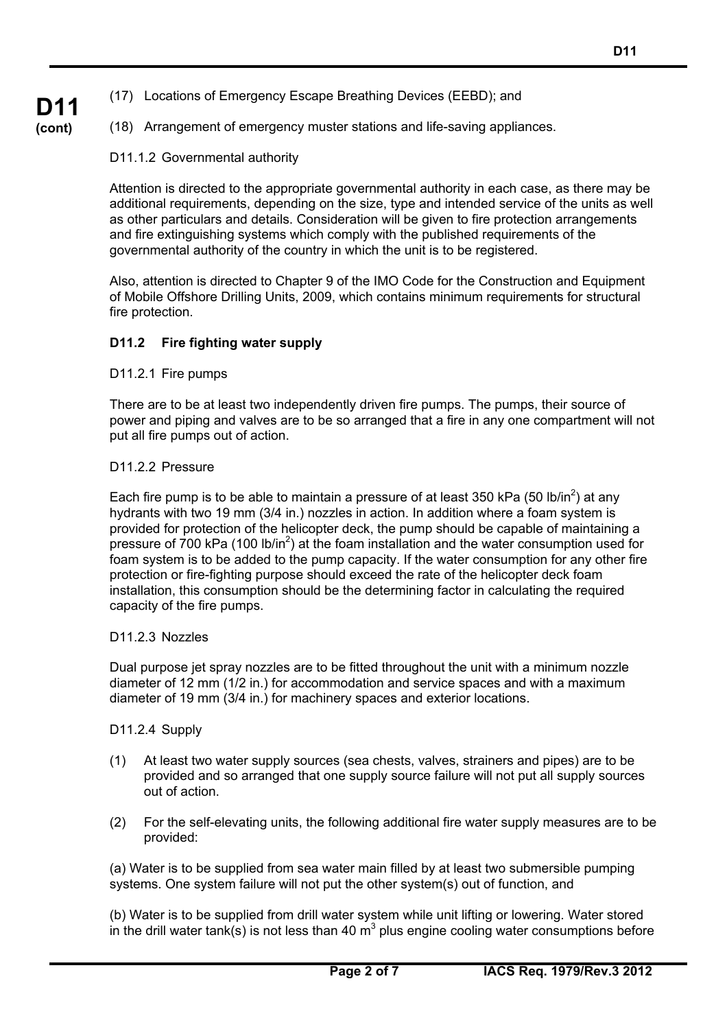(17) Locations of Emergency Escape Breathing Devices (EEBD); and

(18) Arrangement of emergency muster stations and life-saving appliances.

D11.1.2 Governmental authority

Attention is directed to the appropriate governmental authority in each case, as there may be additional requirements, depending on the size, type and intended service of the units as well as other particulars and details. Consideration will be given to fire protection arrangements and fire extinguishing systems which comply with the published requirements of the governmental authority of the country in which the unit is to be registered.

Also, attention is directed to Chapter 9 of the IMO Code for the Construction and Equipment of Mobile Offshore Drilling Units, 2009, which contains minimum requirements for structural fire protection.

## D11.2 Fire fighting water supply

D11.2.1 Fire pumps

There are to be at least two independently driven fire pumps. The pumps, their source of power and piping and valves are to be so arranged that a fire in any one compartment will not put all fire pumps out of action.

D11.2.2 Pressure

Each fire pump is to be able to maintain a pressure of at least 350 kPa (50 lb/in$^2$) at any hydrants with two 19 mm (3/4 in.) nozzles in action. In addition where a foam system is provided for protection of the helicopter deck, the pump should be capable of maintaining a pressure of 700 kPa (100 lb/in$^2$) at the foam installation and the water consumption used for foam system is to be added to the pump capacity. If the water consumption for any other fire protection or fire-fighting purpose should exceed the rate of the helicopter deck foam installation, this consumption should be the determining factor in calculating the required capacity of the fire pumps.

D11.2.3 Nozzles

Dual purpose jet spray nozzles are to be fitted throughout the unit with a minimum nozzle diameter of 12 mm (1/2 in.) for accommodation and service spaces and with a maximum diameter of 19 mm (3/4 in.) for machinery spaces and exterior locations.

D11.2.4 Supply

(1) At least two water supply sources (sea chests, valves, strainers and pipes) are to be provided and so arranged that one supply source failure will not put all supply sources out of action.

(2) For the self-elevating units, the following additional fire water supply measures are to be provided:

(a) Water is to be supplied from sea water main filled by at least two submersible pumping systems. One system failure will not put the other system(s) out of function, and

(b) Water is to be supplied from drill water system while unit lifting or lowering. Water stored in the drill water tank(s) is not less than 40 m$^3$ plus engine cooling water consumptions before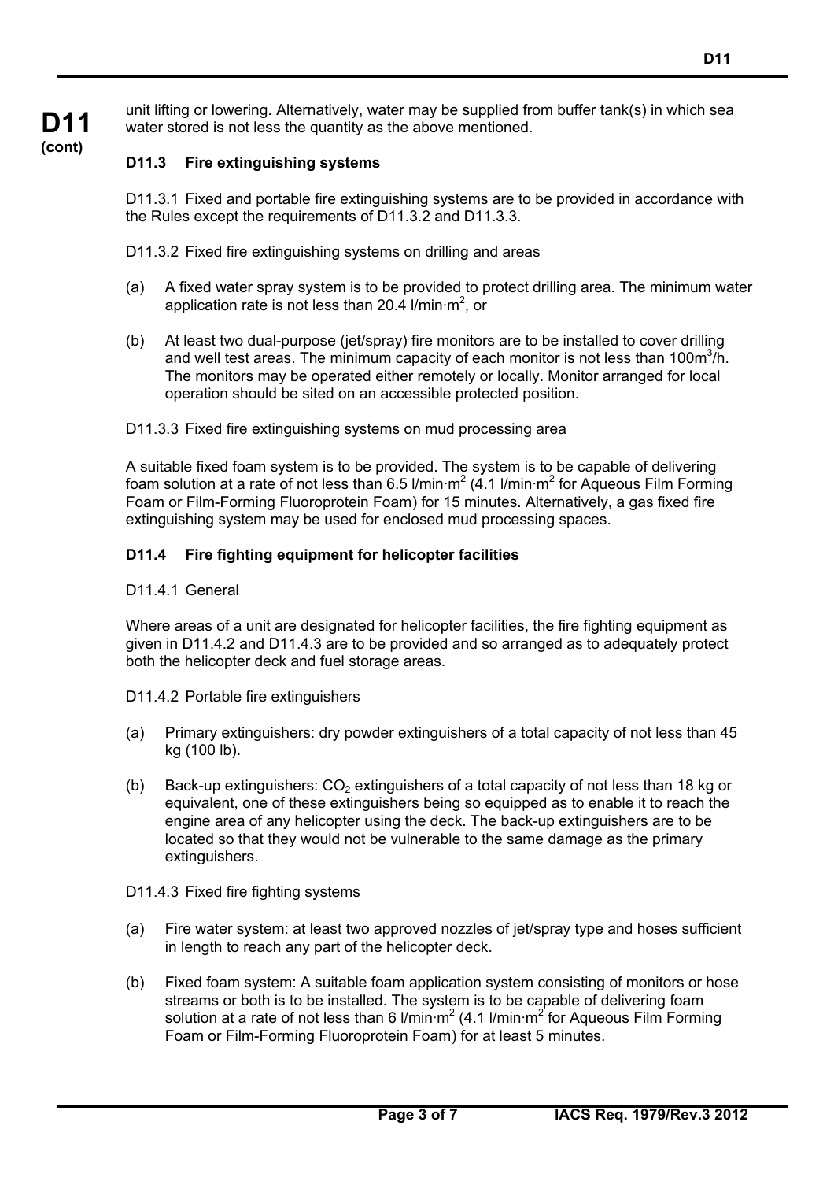unit lifting or lowering. Alternatively, water may be supplied from buffer tank(s) in which sea water stored is not less the quantity as the above mentioned.

### D11.3 Fire extinguishing systems

D11.3.1 Fixed and portable fire extinguishing systems are to be provided in accordance with the Rules except the requirements of D11.3.2 and D11.3.3.

D11.3.2 Fixed fire extinguishing systems on drilling and areas

(a) A fixed water spray system is to be provided to protect drilling area. The minimum water application rate is not less than 20.4 l/min·m$^2$, or

(b) At least two dual-purpose (jet/spray) fire monitors are to be installed to cover drilling and well test areas. The minimum capacity of each monitor is not less than 100m$^3$/h. The monitors may be operated either remotely or locally. Monitor arranged for local operation should be sited on an accessible protected position.

D11.3.3 Fixed fire extinguishing systems on mud processing area

A suitable fixed foam system is to be provided. The system is to be capable of delivering foam solution at a rate of not less than 6.5 l/min·m$^2$ (4.1 l/min·m$^2$ for Aqueous Film Forming Foam or Film-Forming Fluoroprotein Foam) for 15 minutes. Alternatively, a gas fixed fire extinguishing system may be used for enclosed mud processing spaces.

### D11.4 Fire fighting equipment for helicopter facilities

D11.4.1 General

Where areas of a unit are designated for helicopter facilities, the fire fighting equipment as given in D11.4.2 and D11.4.3 are to be provided and so arranged as to adequately protect both the helicopter deck and fuel storage areas.

D11.4.2 Portable fire extinguishers

(a) Primary extinguishers: dry powder extinguishers of a total capacity of not less than 45 kg (100 lb).

(b) Back-up extinguishers: $CO_2$ extinguishers of a total capacity of not less than 18 kg or equivalent, one of these extinguishers being so equipped as to enable it to reach the engine area of any helicopter using the deck. The back-up extinguishers are to be located so that they would not be vulnerable to the same damage as the primary extinguishers.

D11.4.3 Fixed fire fighting systems

(a) Fire water system: at least two approved nozzles of jet/spray type and hoses sufficient in length to reach any part of the helicopter deck.

(b) Fixed foam system: A suitable foam application system consisting of monitors or hose streams or both is to be installed. The system is to be capable of delivering foam solution at a rate of not less than 6 l/min·m$^2$ (4.1 l/min·m$^2$ for Aqueous Film Forming Foam or Film-Forming Fluoroprotein Foam) for at least 5 minutes.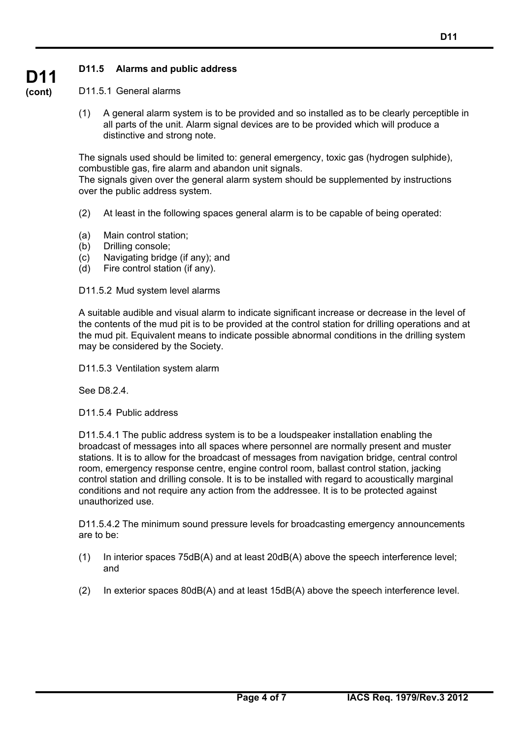### D11.5 Alarms and public address

D11.5.1 General alarms

(1) A general alarm system is to be provided and so installed as to be clearly perceptible in all parts of the unit. Alarm signal devices are to be provided which will produce a distinctive and strong note.

The signals used should be limited to: general emergency, toxic gas (hydrogen sulphide), combustible gas, fire alarm and abandon unit signals.
The signals given over the general alarm system should be supplemented by instructions over the public address system.

(2) At least in the following spaces general alarm is to be capable of being operated:

(a) Main control station;
(b) Drilling console;
(c) Navigating bridge (if any); and
(d) Fire control station (if any).

D11.5.2 Mud system level alarms

A suitable audible and visual alarm to indicate significant increase or decrease in the level of the contents of the mud pit is to be provided at the control station for drilling operations and at the mud pit. Equivalent means to indicate possible abnormal conditions in the drilling system may be considered by the Society.

D11.5.3 Ventilation system alarm

See D8.2.4.

D11.5.4 Public address

D11.5.4.1 The public address system is to be a loudspeaker installation enabling the broadcast of messages into all spaces where personnel are normally present and muster stations. It is to allow for the broadcast of messages from navigation bridge, central control room, emergency response centre, engine control room, ballast control station, jacking control station and drilling console. It is to be installed with regard to acoustically marginal conditions and not require any action from the addressee. It is to be protected against unauthorized use.

D11.5.4.2 The minimum sound pressure levels for broadcasting emergency announcements are to be:

(1) In interior spaces 75dB(A) and at least 20dB(A) above the speech interference level; and

(2) In exterior spaces 80dB(A) and at least 15dB(A) above the speech interference level.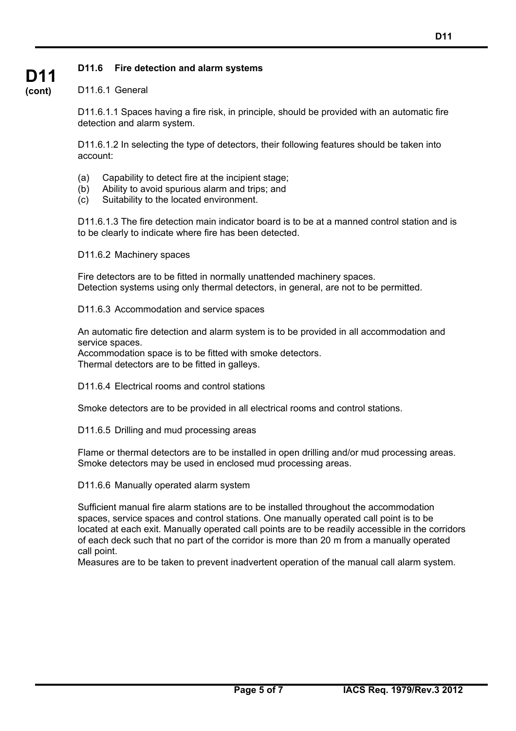## D11.6 Fire detection and alarm systems

### D11.6.1 General

D11.6.1.1 Spaces having a fire risk, in principle, should be provided with an automatic fire detection and alarm system.

D11.6.1.2 In selecting the type of detectors, their following features should be taken into account:

(a) Capability to detect fire at the incipient stage;
(b) Ability to avoid spurious alarm and trips; and
(c) Suitability to the located environment.

D11.6.1.3 The fire detection main indicator board is to be at a manned control station and is to be clearly to indicate where fire has been detected.

### D11.6.2 Machinery spaces

Fire detectors are to be fitted in normally unattended machinery spaces.
Detection systems using only thermal detectors, in general, are not to be permitted.

### D11.6.3 Accommodation and service spaces

An automatic fire detection and alarm system is to be provided in all accommodation and service spaces.
Accommodation space is to be fitted with smoke detectors.
Thermal detectors are to be fitted in galleys.

### D11.6.4 Electrical rooms and control stations

Smoke detectors are to be provided in all electrical rooms and control stations.

### D11.6.5 Drilling and mud processing areas

Flame or thermal detectors are to be installed in open drilling and/or mud processing areas.
Smoke detectors may be used in enclosed mud processing areas.

### D11.6.6 Manually operated alarm system

Sufficient manual fire alarm stations are to be installed throughout the accommodation spaces, service spaces and control stations. One manually operated call point is to be located at each exit. Manually operated call points are to be readily accessible in the corridors of each deck such that no part of the corridor is more than 20 m from a manually operated call point.
Measures are to be taken to prevent inadvertent operation of the manual call alarm system.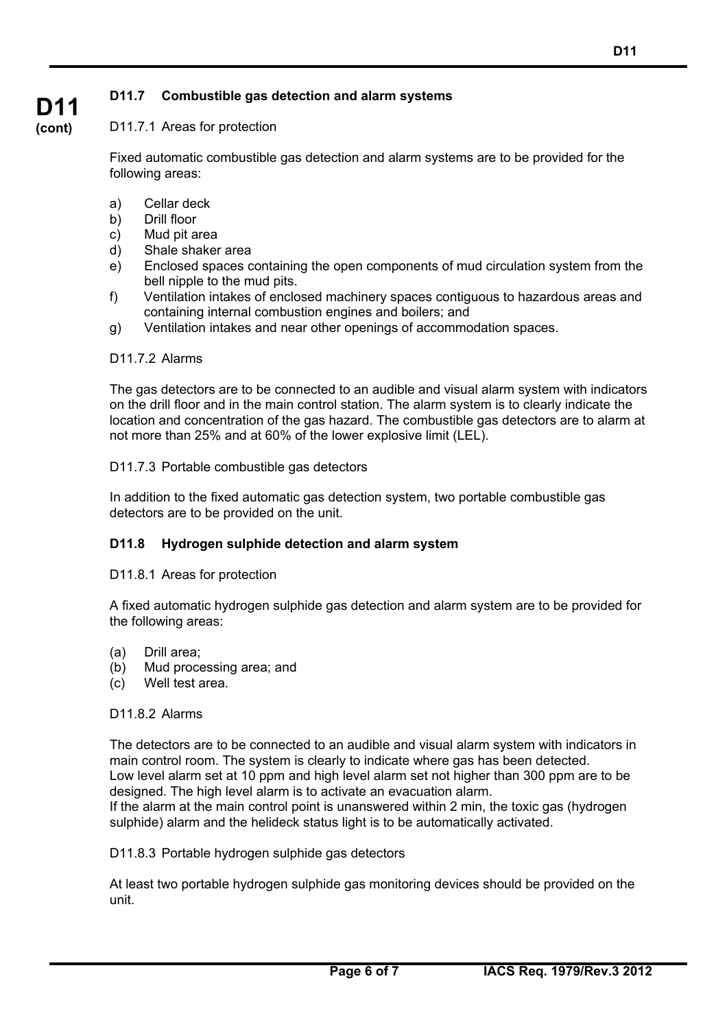### D11.7 Combustible gas detection and alarm systems

D11.7.1 Areas for protection

Fixed automatic combustible gas detection and alarm systems are to be provided for the following areas:

a) Cellar deck
b) Drill floor
c) Mud pit area
d) Shale shaker area
e) Enclosed spaces containing the open components of mud circulation system from the bell nipple to the mud pits.
f) Ventilation intakes of enclosed machinery spaces contiguous to hazardous areas and containing internal combustion engines and boilers; and
g) Ventilation intakes and near other openings of accommodation spaces.

D11.7.2 Alarms

The gas detectors are to be connected to an audible and visual alarm system with indicators on the drill floor and in the main control station. The alarm system is to clearly indicate the location and concentration of the gas hazard. The combustible gas detectors are to alarm at not more than 25% and at 60% of the lower explosive limit (LEL).

D11.7.3 Portable combustible gas detectors

In addition to the fixed automatic gas detection system, two portable combustible gas detectors are to be provided on the unit.

### D11.8 Hydrogen sulphide detection and alarm system

D11.8.1 Areas for protection

A fixed automatic hydrogen sulphide gas detection and alarm system are to be provided for the following areas:

(a) Drill area;
(b) Mud processing area; and
(c) Well test area.

D11.8.2 Alarms

The detectors are to be connected to an audible and visual alarm system with indicators in main control room. The system is clearly to indicate where gas has been detected.
Low level alarm set at 10 ppm and high level alarm set not higher than 300 ppm are to be designed. The high level alarm is to activate an evacuation alarm.
If the alarm at the main control point is unanswered within 2 min, the toxic gas (hydrogen sulphide) alarm and the helideck status light is to be automatically activated.

D11.8.3 Portable hydrogen sulphide gas detectors

At least two portable hydrogen sulphide gas monitoring devices should be provided on the unit.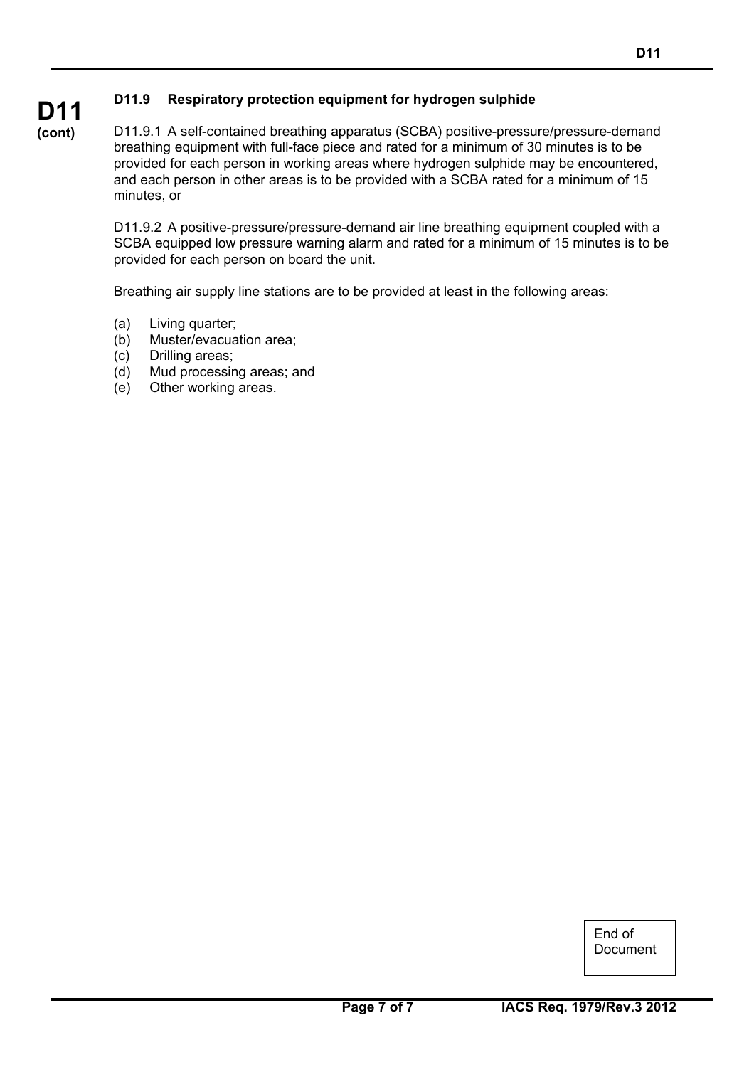**D11 (cont)**

### D11.9 Respiratory protection equipment for hydrogen sulphide

D11.9.1 A self-contained breathing apparatus (SCBA) positive-pressure/pressure-demand breathing equipment with full-face piece and rated for a minimum of 30 minutes is to be provided for each person in working areas where hydrogen sulphide may be encountered, and each person in other areas is to be provided with a SCBA rated for a minimum of 15 minutes, or

D11.9.2 A positive-pressure/pressure-demand air line breathing equipment coupled with a SCBA equipped low pressure warning alarm and rated for a minimum of 15 minutes is to be provided for each person on board the unit.

Breathing air supply line stations are to be provided at least in the following areas:

(a) Living quarter;
(b) Muster/evacuation area;
(c) Drilling areas;
(d) Mud processing areas; and
(e) Other working areas.

End of Document